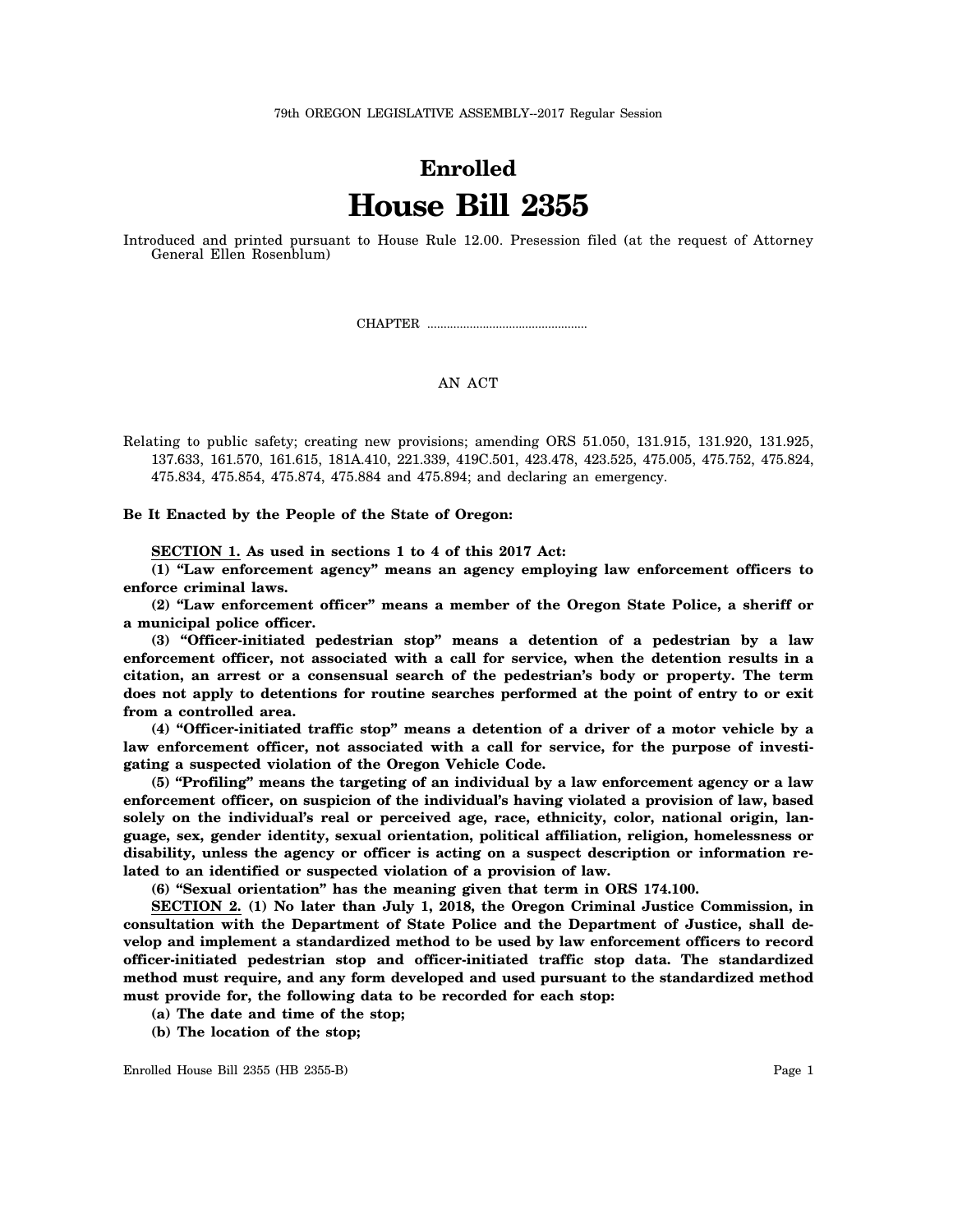79th OREGON LEGISLATIVE ASSEMBLY--2017 Regular Session

# Enrolled
# House Bill 2355

Introduced and printed pursuant to House Rule 12.00. Presession filed (at the request of Attorney General Ellen Rosenblum)

CHAPTER .................................................

AN ACT

Relating to public safety; creating new provisions; amending ORS 51.050, 131.915, 131.920, 131.925, 137.633, 161.570, 161.615, 181A.410, 221.339, 419C.501, 423.478, 423.525, 475.005, 475.752, 475.824, 475.834, 475.854, 475.874, 475.884 and 475.894; and declaring an emergency.

**Be It Enacted by the People of the State of Oregon:**

**SECTION 1. As used in sections 1 to 4 of this 2017 Act:**

**(1) "Law enforcement agency" means an agency employing law enforcement officers to enforce criminal laws.**

**(2) "Law enforcement officer" means a member of the Oregon State Police, a sheriff or a municipal police officer.**

**(3) "Officer-initiated pedestrian stop" means a detention of a pedestrian by a law enforcement officer, not associated with a call for service, when the detention results in a citation, an arrest or a consensual search of the pedestrian's body or property. The term does not apply to detentions for routine searches performed at the point of entry to or exit from a controlled area.**

**(4) "Officer-initiated traffic stop" means a detention of a driver of a motor vehicle by a law enforcement officer, not associated with a call for service, for the purpose of investigating a suspected violation of the Oregon Vehicle Code.**

**(5) "Profiling" means the targeting of an individual by a law enforcement agency or a law enforcement officer, on suspicion of the individual's having violated a provision of law, based solely on the individual's real or perceived age, race, ethnicity, color, national origin, language, sex, gender identity, sexual orientation, political affiliation, religion, homelessness or disability, unless the agency or officer is acting on a suspect description or information related to an identified or suspected violation of a provision of law.**

**(6) "Sexual orientation" has the meaning given that term in ORS 174.100.**

**SECTION 2. (1) No later than July 1, 2018, the Oregon Criminal Justice Commission, in consultation with the Department of State Police and the Department of Justice, shall develop and implement a standardized method to be used by law enforcement officers to record officer-initiated pedestrian stop and officer-initiated traffic stop data. The standardized method must require, and any form developed and used pursuant to the standardized method must provide for, the following data to be recorded for each stop:**

**(a) The date and time of the stop;**

**(b) The location of the stop;**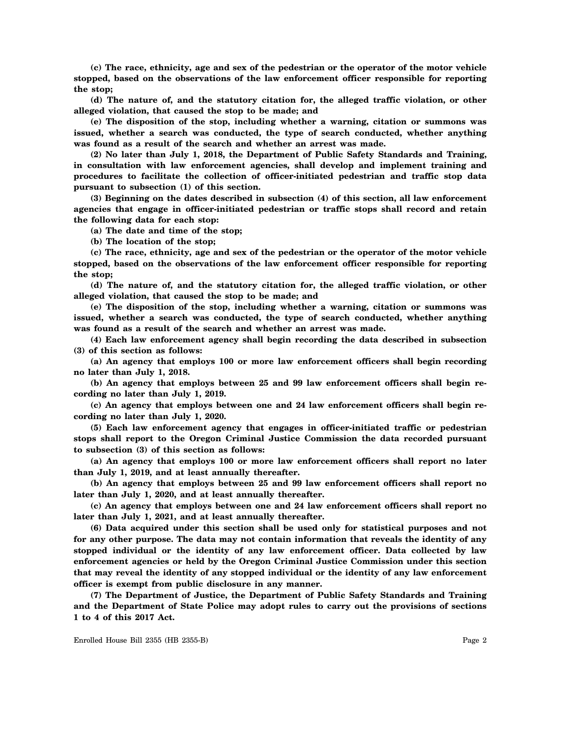**(c) The race, ethnicity, age and sex of the pedestrian or the operator of the motor vehicle stopped, based on the observations of the law enforcement officer responsible for reporting the stop;**

**(d) The nature of, and the statutory citation for, the alleged traffic violation, or other alleged violation, that caused the stop to be made; and**

**(e) The disposition of the stop, including whether a warning, citation or summons was issued, whether a search was conducted, the type of search conducted, whether anything was found as a result of the search and whether an arrest was made.**

**(2) No later than July 1, 2018, the Department of Public Safety Standards and Training, in consultation with law enforcement agencies, shall develop and implement training and procedures to facilitate the collection of officer-initiated pedestrian and traffic stop data pursuant to subsection (1) of this section.**

**(3) Beginning on the dates described in subsection (4) of this section, all law enforcement agencies that engage in officer-initiated pedestrian or traffic stops shall record and retain the following data for each stop:**

**(a) The date and time of the stop;**

**(b) The location of the stop;**

**(c) The race, ethnicity, age and sex of the pedestrian or the operator of the motor vehicle stopped, based on the observations of the law enforcement officer responsible for reporting the stop;**

**(d) The nature of, and the statutory citation for, the alleged traffic violation, or other alleged violation, that caused the stop to be made; and**

**(e) The disposition of the stop, including whether a warning, citation or summons was issued, whether a search was conducted, the type of search conducted, whether anything was found as a result of the search and whether an arrest was made.**

**(4) Each law enforcement agency shall begin recording the data described in subsection (3) of this section as follows:**

**(a) An agency that employs 100 or more law enforcement officers shall begin recording no later than July 1, 2018.**

**(b) An agency that employs between 25 and 99 law enforcement officers shall begin recording no later than July 1, 2019.**

**(c) An agency that employs between one and 24 law enforcement officers shall begin recording no later than July 1, 2020.**

**(5) Each law enforcement agency that engages in officer-initiated traffic or pedestrian stops shall report to the Oregon Criminal Justice Commission the data recorded pursuant to subsection (3) of this section as follows:**

**(a) An agency that employs 100 or more law enforcement officers shall report no later than July 1, 2019, and at least annually thereafter.**

**(b) An agency that employs between 25 and 99 law enforcement officers shall report no later than July 1, 2020, and at least annually thereafter.**

**(c) An agency that employs between one and 24 law enforcement officers shall report no later than July 1, 2021, and at least annually thereafter.**

**(6) Data acquired under this section shall be used only for statistical purposes and not for any other purpose. The data may not contain information that reveals the identity of any stopped individual or the identity of any law enforcement officer. Data collected by law enforcement agencies or held by the Oregon Criminal Justice Commission under this section that may reveal the identity of any stopped individual or the identity of any law enforcement officer is exempt from public disclosure in any manner.**

**(7) The Department of Justice, the Department of Public Safety Standards and Training and the Department of State Police may adopt rules to carry out the provisions of sections 1 to 4 of this 2017 Act.**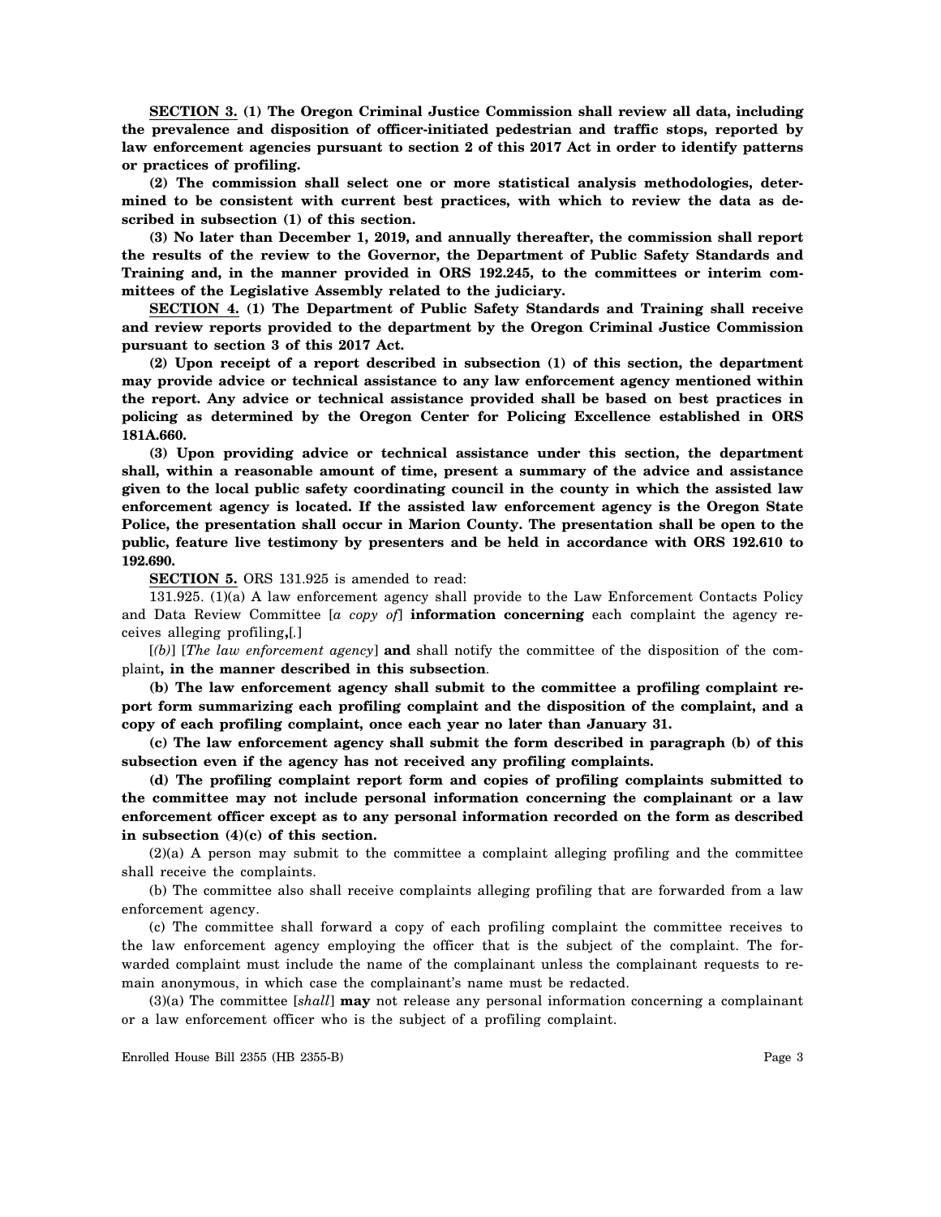**SECTION 3. (1) The Oregon Criminal Justice Commission shall review all data, including the prevalence and disposition of officer-initiated pedestrian and traffic stops, reported by law enforcement agencies pursuant to section 2 of this 2017 Act in order to identify patterns or practices of profiling.**

**(2) The commission shall select one or more statistical analysis methodologies, determined to be consistent with current best practices, with which to review the data as described in subsection (1) of this section.**

**(3) No later than December 1, 2019, and annually thereafter, the commission shall report the results of the review to the Governor, the Department of Public Safety Standards and Training and, in the manner provided in ORS 192.245, to the committees or interim committees of the Legislative Assembly related to the judiciary.**

**SECTION 4. (1) The Department of Public Safety Standards and Training shall receive and review reports provided to the department by the Oregon Criminal Justice Commission pursuant to section 3 of this 2017 Act.**

**(2) Upon receipt of a report described in subsection (1) of this section, the department may provide advice or technical assistance to any law enforcement agency mentioned within the report. Any advice or technical assistance provided shall be based on best practices in policing as determined by the Oregon Center for Policing Excellence established in ORS 181A.660.**

**(3) Upon providing advice or technical assistance under this section, the department shall, within a reasonable amount of time, present a summary of the advice and assistance given to the local public safety coordinating council in the county in which the assisted law enforcement agency is located. If the assisted law enforcement agency is the Oregon State Police, the presentation shall occur in Marion County. The presentation shall be open to the public, feature live testimony by presenters and be held in accordance with ORS 192.610 to 192.690.**

**SECTION 5.** ORS 131.925 is amended to read:

131.925. (1)(a) A law enforcement agency shall provide to the Law Enforcement Contacts Policy and Data Review Committee [*a copy of*] **information concerning** each complaint the agency receives alleging profiling**,**[.]

[*(b)*] [*The law enforcement agency*] **and** shall notify the committee of the disposition of the complaint**, in the manner described in this subsection**.

**(b) The law enforcement agency shall submit to the committee a profiling complaint report form summarizing each profiling complaint and the disposition of the complaint, and a copy of each profiling complaint, once each year no later than January 31.**

**(c) The law enforcement agency shall submit the form described in paragraph (b) of this subsection even if the agency has not received any profiling complaints.**

**(d) The profiling complaint report form and copies of profiling complaints submitted to the committee may not include personal information concerning the complainant or a law enforcement officer except as to any personal information recorded on the form as described in subsection (4)(c) of this section.**

(2)(a) A person may submit to the committee a complaint alleging profiling and the committee shall receive the complaints.

(b) The committee also shall receive complaints alleging profiling that are forwarded from a law enforcement agency.

(c) The committee shall forward a copy of each profiling complaint the committee receives to the law enforcement agency employing the officer that is the subject of the complaint. The forwarded complaint must include the name of the complainant unless the complainant requests to remain anonymous, in which case the complainant's name must be redacted.

(3)(a) The committee [*shall*] **may** not release any personal information concerning a complainant or a law enforcement officer who is the subject of a profiling complaint.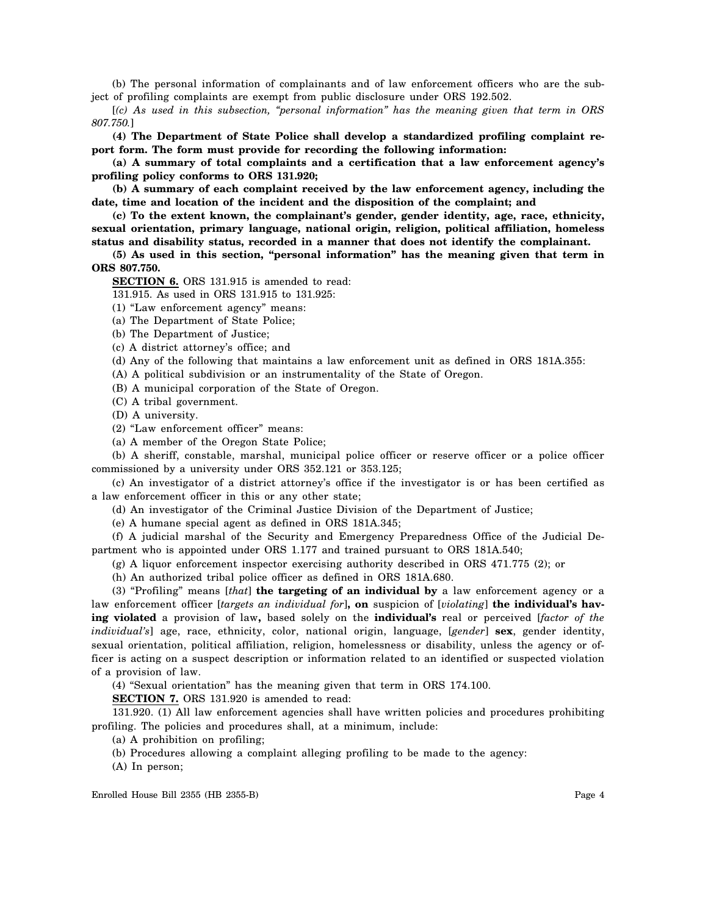(b) The personal information of complainants and of law enforcement officers who are the subject of profiling complaints are exempt from public disclosure under ORS 192.502.

[*(c) As used in this subsection, "personal information" has the meaning given that term in ORS 807.750.*]

**(4) The Department of State Police shall develop a standardized profiling complaint report form. The form must provide for recording the following information:**

**(a) A summary of total complaints and a certification that a law enforcement agency's profiling policy conforms to ORS 131.920;**

**(b) A summary of each complaint received by the law enforcement agency, including the date, time and location of the incident and the disposition of the complaint; and**

**(c) To the extent known, the complainant's gender, gender identity, age, race, ethnicity, sexual orientation, primary language, national origin, religion, political affiliation, homeless status and disability status, recorded in a manner that does not identify the complainant.**

**(5) As used in this section, "personal information" has the meaning given that term in ORS 807.750.**

**SECTION 6.** ORS 131.915 is amended to read:

131.915. As used in ORS 131.915 to 131.925:

(1) "Law enforcement agency" means:

(a) The Department of State Police;

(b) The Department of Justice;

(c) A district attorney's office; and

(d) Any of the following that maintains a law enforcement unit as defined in ORS 181A.355:

(A) A political subdivision or an instrumentality of the State of Oregon.

(B) A municipal corporation of the State of Oregon.

(C) A tribal government.

(D) A university.

(2) "Law enforcement officer" means:

(a) A member of the Oregon State Police;

(b) A sheriff, constable, marshal, municipal police officer or reserve officer or a police officer commissioned by a university under ORS 352.121 or 353.125;

(c) An investigator of a district attorney's office if the investigator is or has been certified as a law enforcement officer in this or any other state;

(d) An investigator of the Criminal Justice Division of the Department of Justice;

(e) A humane special agent as defined in ORS 181A.345;

(f) A judicial marshal of the Security and Emergency Preparedness Office of the Judicial Department who is appointed under ORS 1.177 and trained pursuant to ORS 181A.540;

(g) A liquor enforcement inspector exercising authority described in ORS 471.775 (2); or

(h) An authorized tribal police officer as defined in ORS 181A.680.

(3) "Profiling" means [*that*] **the targeting of an individual by** a law enforcement agency or a law enforcement officer [*targets an individual for*]**, on** suspicion of [*violating*] **the individual's having violated** a provision of law**,** based solely on the **individual's** real or perceived [*factor of the individual's*] age, race, ethnicity, color, national origin, language, [*gender*] **sex**, gender identity, sexual orientation, political affiliation, religion, homelessness or disability, unless the agency or officer is acting on a suspect description or information related to an identified or suspected violation of a provision of law.

(4) "Sexual orientation" has the meaning given that term in ORS 174.100.

**SECTION 7.** ORS 131.920 is amended to read:

131.920. (1) All law enforcement agencies shall have written policies and procedures prohibiting profiling. The policies and procedures shall, at a minimum, include:

(a) A prohibition on profiling;

(b) Procedures allowing a complaint alleging profiling to be made to the agency:

(A) In person;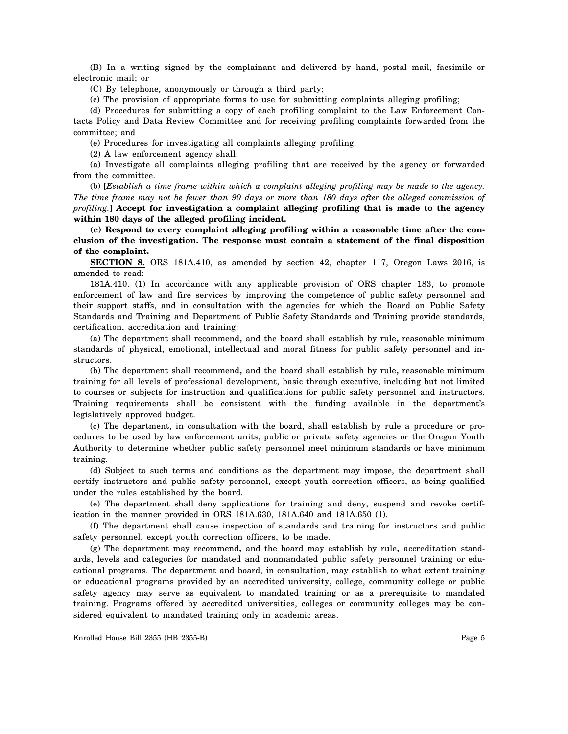(B) In a writing signed by the complainant and delivered by hand, postal mail, facsimile or electronic mail; or

(C) By telephone, anonymously or through a third party;

(c) The provision of appropriate forms to use for submitting complaints alleging profiling;

(d) Procedures for submitting a copy of each profiling complaint to the Law Enforcement Contacts Policy and Data Review Committee and for receiving profiling complaints forwarded from the committee; and

(e) Procedures for investigating all complaints alleging profiling.

(2) A law enforcement agency shall:

(a) Investigate all complaints alleging profiling that are received by the agency or forwarded from the committee.

(b) [*Establish a time frame within which a complaint alleging profiling may be made to the agency. The time frame may not be fewer than 90 days or more than 180 days after the alleged commission of profiling.*] **Accept for investigation a complaint alleging profiling that is made to the agency within 180 days of the alleged profiling incident.**

**(c) Respond to every complaint alleging profiling within a reasonable time after the conclusion of the investigation. The response must contain a statement of the final disposition of the complaint.**

**SECTION 8.** ORS 181A.410, as amended by section 42, chapter 117, Oregon Laws 2016, is amended to read:

181A.410. (1) In accordance with any applicable provision of ORS chapter 183, to promote enforcement of law and fire services by improving the competence of public safety personnel and their support staffs, and in consultation with the agencies for which the Board on Public Safety Standards and Training and Department of Public Safety Standards and Training provide standards, certification, accreditation and training:

(a) The department shall recommend**,** and the board shall establish by rule**,** reasonable minimum standards of physical, emotional, intellectual and moral fitness for public safety personnel and instructors.

(b) The department shall recommend**,** and the board shall establish by rule**,** reasonable minimum training for all levels of professional development, basic through executive, including but not limited to courses or subjects for instruction and qualifications for public safety personnel and instructors. Training requirements shall be consistent with the funding available in the department's legislatively approved budget.

(c) The department, in consultation with the board, shall establish by rule a procedure or procedures to be used by law enforcement units, public or private safety agencies or the Oregon Youth Authority to determine whether public safety personnel meet minimum standards or have minimum training.

(d) Subject to such terms and conditions as the department may impose, the department shall certify instructors and public safety personnel, except youth correction officers, as being qualified under the rules established by the board.

(e) The department shall deny applications for training and deny, suspend and revoke certification in the manner provided in ORS 181A.630, 181A.640 and 181A.650 (1).

(f) The department shall cause inspection of standards and training for instructors and public safety personnel, except youth correction officers, to be made.

(g) The department may recommend**,** and the board may establish by rule**,** accreditation standards, levels and categories for mandated and nonmandated public safety personnel training or educational programs. The department and board, in consultation, may establish to what extent training or educational programs provided by an accredited university, college, community college or public safety agency may serve as equivalent to mandated training or as a prerequisite to mandated training. Programs offered by accredited universities, colleges or community colleges may be considered equivalent to mandated training only in academic areas.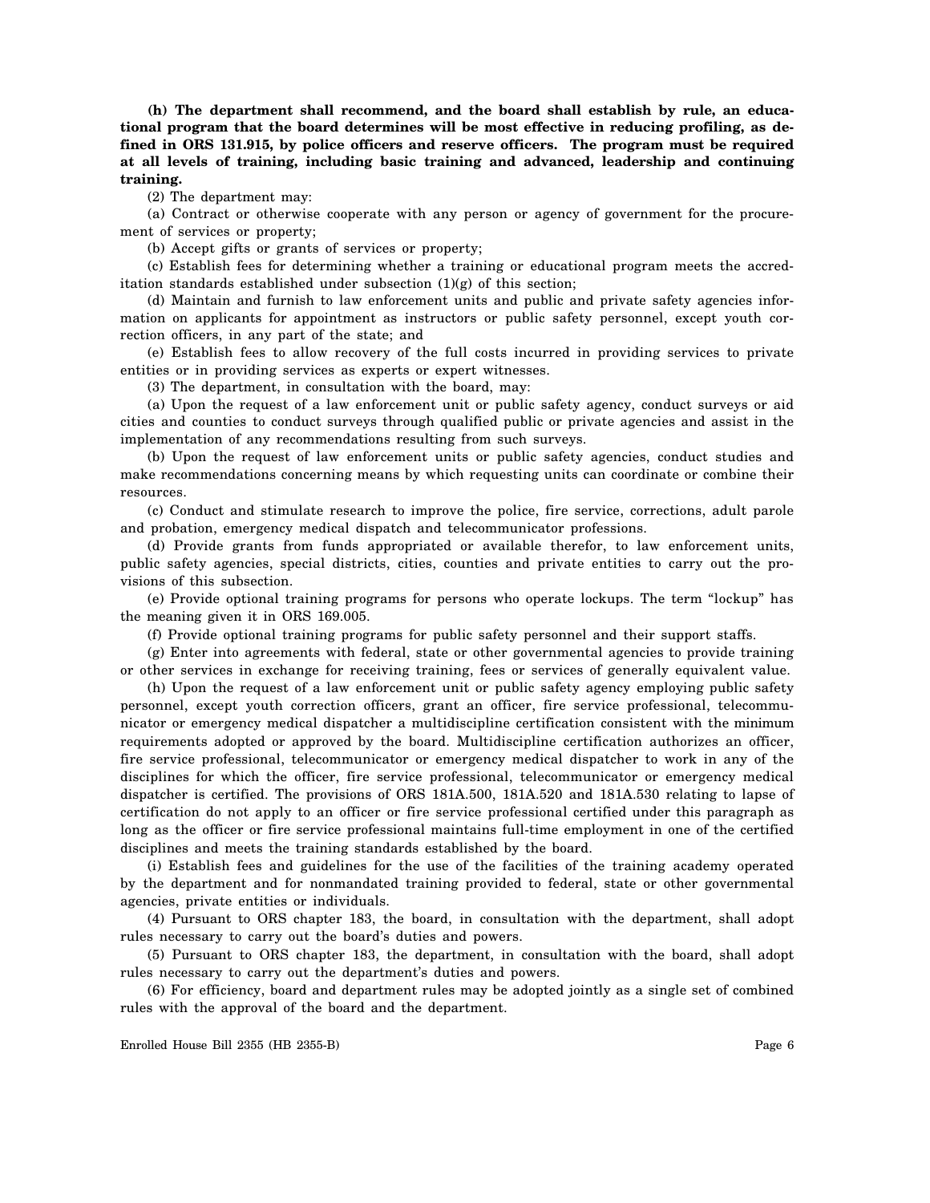**(h) The department shall recommend, and the board shall establish by rule, an educational program that the board determines will be most effective in reducing profiling, as defined in ORS 131.915, by police officers and reserve officers. The program must be required at all levels of training, including basic training and advanced, leadership and continuing training.**

(2) The department may:

(a) Contract or otherwise cooperate with any person or agency of government for the procurement of services or property;

(b) Accept gifts or grants of services or property;

(c) Establish fees for determining whether a training or educational program meets the accreditation standards established under subsection (1)(g) of this section;

(d) Maintain and furnish to law enforcement units and public and private safety agencies information on applicants for appointment as instructors or public safety personnel, except youth correction officers, in any part of the state; and

(e) Establish fees to allow recovery of the full costs incurred in providing services to private entities or in providing services as experts or expert witnesses.

(3) The department, in consultation with the board, may:

(a) Upon the request of a law enforcement unit or public safety agency, conduct surveys or aid cities and counties to conduct surveys through qualified public or private agencies and assist in the implementation of any recommendations resulting from such surveys.

(b) Upon the request of law enforcement units or public safety agencies, conduct studies and make recommendations concerning means by which requesting units can coordinate or combine their resources.

(c) Conduct and stimulate research to improve the police, fire service, corrections, adult parole and probation, emergency medical dispatch and telecommunicator professions.

(d) Provide grants from funds appropriated or available therefor, to law enforcement units, public safety agencies, special districts, cities, counties and private entities to carry out the provisions of this subsection.

(e) Provide optional training programs for persons who operate lockups. The term "lockup" has the meaning given it in ORS 169.005.

(f) Provide optional training programs for public safety personnel and their support staffs.

(g) Enter into agreements with federal, state or other governmental agencies to provide training or other services in exchange for receiving training, fees or services of generally equivalent value.

(h) Upon the request of a law enforcement unit or public safety agency employing public safety personnel, except youth correction officers, grant an officer, fire service professional, telecommunicator or emergency medical dispatcher a multidiscipline certification consistent with the minimum requirements adopted or approved by the board. Multidiscipline certification authorizes an officer, fire service professional, telecommunicator or emergency medical dispatcher to work in any of the disciplines for which the officer, fire service professional, telecommunicator or emergency medical dispatcher is certified. The provisions of ORS 181A.500, 181A.520 and 181A.530 relating to lapse of certification do not apply to an officer or fire service professional certified under this paragraph as long as the officer or fire service professional maintains full-time employment in one of the certified disciplines and meets the training standards established by the board.

(i) Establish fees and guidelines for the use of the facilities of the training academy operated by the department and for nonmandated training provided to federal, state or other governmental agencies, private entities or individuals.

(4) Pursuant to ORS chapter 183, the board, in consultation with the department, shall adopt rules necessary to carry out the board's duties and powers.

(5) Pursuant to ORS chapter 183, the department, in consultation with the board, shall adopt rules necessary to carry out the department's duties and powers.

(6) For efficiency, board and department rules may be adopted jointly as a single set of combined rules with the approval of the board and the department.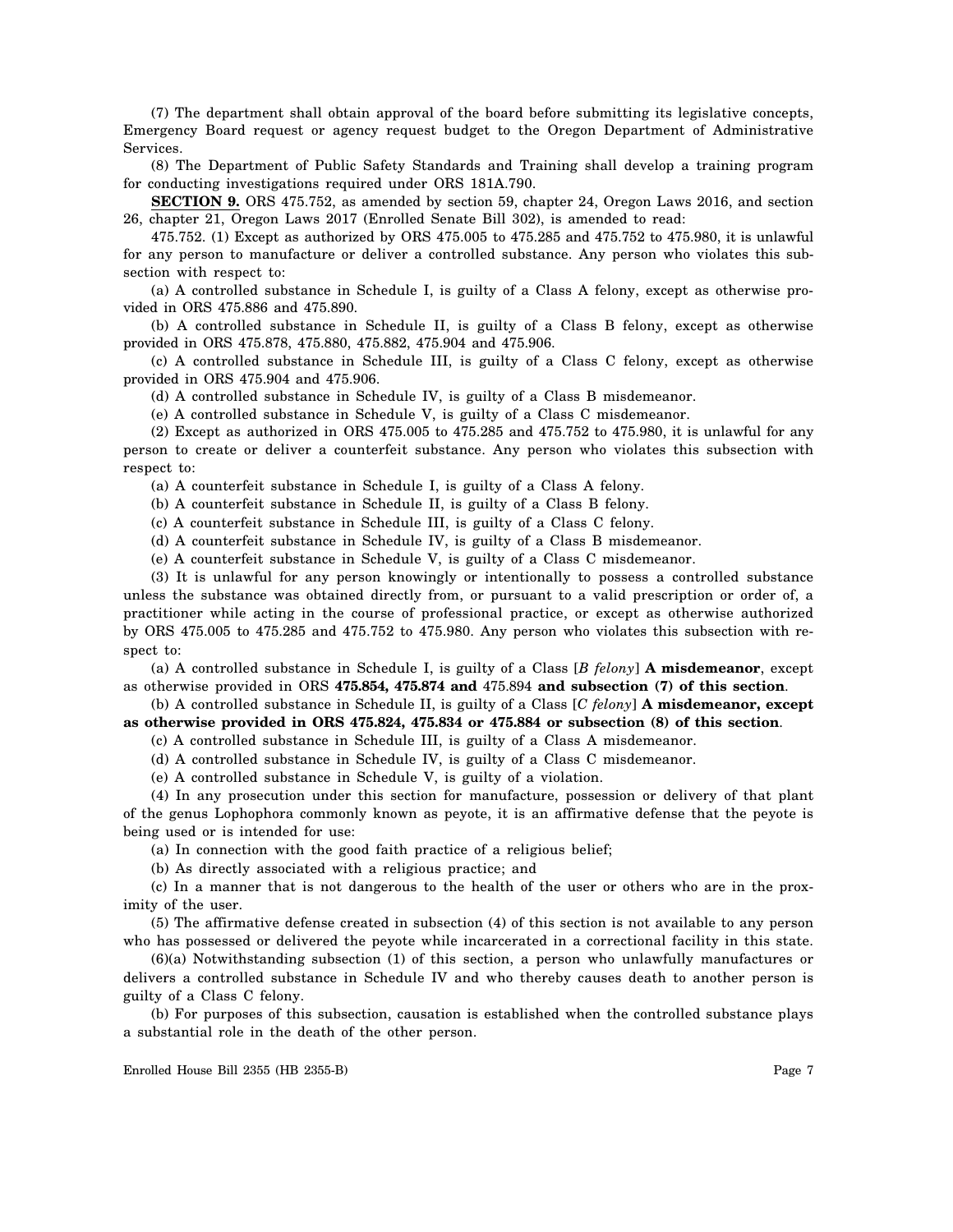(7) The department shall obtain approval of the board before submitting its legislative concepts, Emergency Board request or agency request budget to the Oregon Department of Administrative Services.

(8) The Department of Public Safety Standards and Training shall develop a training program for conducting investigations required under ORS 181A.790.

**SECTION 9.** ORS 475.752, as amended by section 59, chapter 24, Oregon Laws 2016, and section 26, chapter 21, Oregon Laws 2017 (Enrolled Senate Bill 302), is amended to read:

475.752. (1) Except as authorized by ORS 475.005 to 475.285 and 475.752 to 475.980, it is unlawful for any person to manufacture or deliver a controlled substance. Any person who violates this subsection with respect to:

(a) A controlled substance in Schedule I, is guilty of a Class A felony, except as otherwise provided in ORS 475.886 and 475.890.

(b) A controlled substance in Schedule II, is guilty of a Class B felony, except as otherwise provided in ORS 475.878, 475.880, 475.882, 475.904 and 475.906.

(c) A controlled substance in Schedule III, is guilty of a Class C felony, except as otherwise provided in ORS 475.904 and 475.906.

(d) A controlled substance in Schedule IV, is guilty of a Class B misdemeanor.

(e) A controlled substance in Schedule V, is guilty of a Class C misdemeanor.

(2) Except as authorized in ORS 475.005 to 475.285 and 475.752 to 475.980, it is unlawful for any person to create or deliver a counterfeit substance. Any person who violates this subsection with respect to:

(a) A counterfeit substance in Schedule I, is guilty of a Class A felony.

(b) A counterfeit substance in Schedule II, is guilty of a Class B felony.

(c) A counterfeit substance in Schedule III, is guilty of a Class C felony.

(d) A counterfeit substance in Schedule IV, is guilty of a Class B misdemeanor.

(e) A counterfeit substance in Schedule V, is guilty of a Class C misdemeanor.

(3) It is unlawful for any person knowingly or intentionally to possess a controlled substance unless the substance was obtained directly from, or pursuant to a valid prescription or order of, a practitioner while acting in the course of professional practice, or except as otherwise authorized by ORS 475.005 to 475.285 and 475.752 to 475.980. Any person who violates this subsection with respect to:

(a) A controlled substance in Schedule I, is guilty of a Class [*B felony*] **A misdemeanor**, except as otherwise provided in ORS **475.854, 475.874 and** 475.894 **and subsection (7) of this section**.

(b) A controlled substance in Schedule II, is guilty of a Class [*C felony*] **A misdemeanor, except as otherwise provided in ORS 475.824, 475.834 or 475.884 or subsection (8) of this section**.

(c) A controlled substance in Schedule III, is guilty of a Class A misdemeanor.

(d) A controlled substance in Schedule IV, is guilty of a Class C misdemeanor.

(e) A controlled substance in Schedule V, is guilty of a violation.

(4) In any prosecution under this section for manufacture, possession or delivery of that plant of the genus Lophophora commonly known as peyote, it is an affirmative defense that the peyote is being used or is intended for use:

(a) In connection with the good faith practice of a religious belief;

(b) As directly associated with a religious practice; and

(c) In a manner that is not dangerous to the health of the user or others who are in the proximity of the user.

(5) The affirmative defense created in subsection (4) of this section is not available to any person who has possessed or delivered the peyote while incarcerated in a correctional facility in this state.

(6)(a) Notwithstanding subsection (1) of this section, a person who unlawfully manufactures or delivers a controlled substance in Schedule IV and who thereby causes death to another person is guilty of a Class C felony.

(b) For purposes of this subsection, causation is established when the controlled substance plays a substantial role in the death of the other person.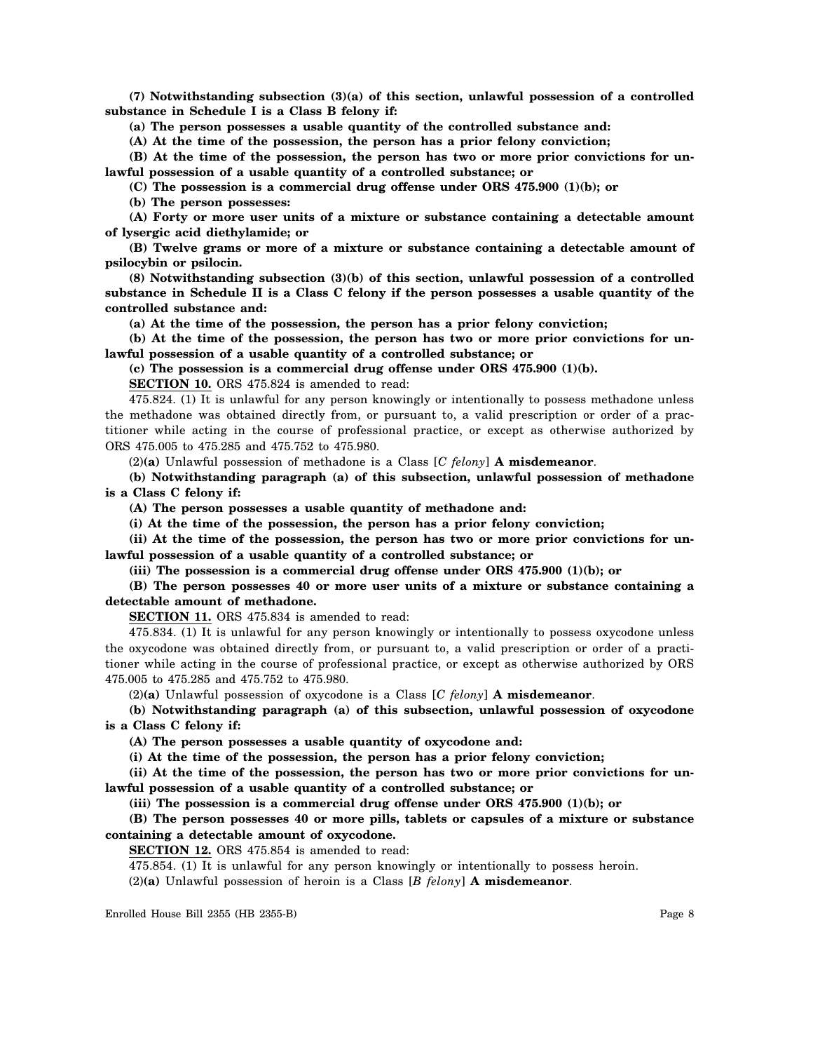**(7) Notwithstanding subsection (3)(a) of this section, unlawful possession of a controlled substance in Schedule I is a Class B felony if:**

**(a) The person possesses a usable quantity of the controlled substance and:**

**(A) At the time of the possession, the person has a prior felony conviction;**

**(B) At the time of the possession, the person has two or more prior convictions for unlawful possession of a usable quantity of a controlled substance; or**

**(C) The possession is a commercial drug offense under ORS 475.900 (1)(b); or**

**(b) The person possesses:**

**(A) Forty or more user units of a mixture or substance containing a detectable amount of lysergic acid diethylamide; or**

**(B) Twelve grams or more of a mixture or substance containing a detectable amount of psilocybin or psilocin.**

**(8) Notwithstanding subsection (3)(b) of this section, unlawful possession of a controlled substance in Schedule II is a Class C felony if the person possesses a usable quantity of the controlled substance and:**

**(a) At the time of the possession, the person has a prior felony conviction;**

**(b) At the time of the possession, the person has two or more prior convictions for unlawful possession of a usable quantity of a controlled substance; or**

**(c) The possession is a commercial drug offense under ORS 475.900 (1)(b).**

**SECTION 10.** ORS 475.824 is amended to read:

475.824. (1) It is unlawful for any person knowingly or intentionally to possess methadone unless the methadone was obtained directly from, or pursuant to, a valid prescription or order of a practitioner while acting in the course of professional practice, or except as otherwise authorized by ORS 475.005 to 475.285 and 475.752 to 475.980.

(2)**(a)** Unlawful possession of methadone is a Class [*C felony*] **A misdemeanor**.

**(b) Notwithstanding paragraph (a) of this subsection, unlawful possession of methadone is a Class C felony if:**

**(A) The person possesses a usable quantity of methadone and:**

**(i) At the time of the possession, the person has a prior felony conviction;**

**(ii) At the time of the possession, the person has two or more prior convictions for unlawful possession of a usable quantity of a controlled substance; or**

**(iii) The possession is a commercial drug offense under ORS 475.900 (1)(b); or**

**(B) The person possesses 40 or more user units of a mixture or substance containing a detectable amount of methadone.**

**SECTION 11.** ORS 475.834 is amended to read:

475.834. (1) It is unlawful for any person knowingly or intentionally to possess oxycodone unless the oxycodone was obtained directly from, or pursuant to, a valid prescription or order of a practitioner while acting in the course of professional practice, or except as otherwise authorized by ORS 475.005 to 475.285 and 475.752 to 475.980.

(2)**(a)** Unlawful possession of oxycodone is a Class [*C felony*] **A misdemeanor**.

**(b) Notwithstanding paragraph (a) of this subsection, unlawful possession of oxycodone is a Class C felony if:**

**(A) The person possesses a usable quantity of oxycodone and:**

**(i) At the time of the possession, the person has a prior felony conviction;**

**(ii) At the time of the possession, the person has two or more prior convictions for unlawful possession of a usable quantity of a controlled substance; or**

**(iii) The possession is a commercial drug offense under ORS 475.900 (1)(b); or**

**(B) The person possesses 40 or more pills, tablets or capsules of a mixture or substance containing a detectable amount of oxycodone.**

**SECTION 12.** ORS 475.854 is amended to read:

475.854. (1) It is unlawful for any person knowingly or intentionally to possess heroin.

(2)**(a)** Unlawful possession of heroin is a Class [*B felony*] **A misdemeanor**.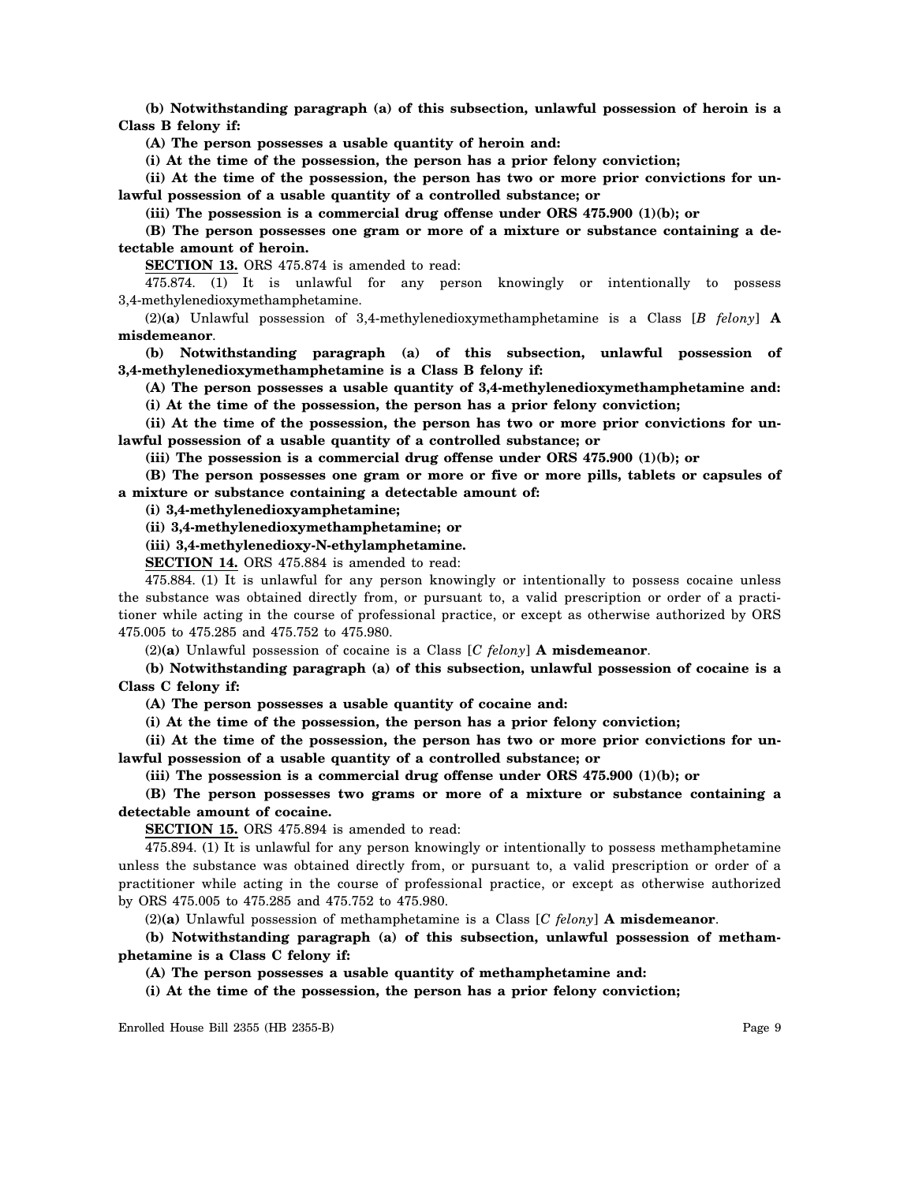**(b) Notwithstanding paragraph (a) of this subsection, unlawful possession of heroin is a Class B felony if:**

**(A) The person possesses a usable quantity of heroin and:**

**(i) At the time of the possession, the person has a prior felony conviction;**

**(ii) At the time of the possession, the person has two or more prior convictions for unlawful possession of a usable quantity of a controlled substance; or**

**(iii) The possession is a commercial drug offense under ORS 475.900 (1)(b); or**

**(B) The person possesses one gram or more of a mixture or substance containing a detectable amount of heroin.**

**SECTION 13.** ORS 475.874 is amended to read:

475.874. (1) It is unlawful for any person knowingly or intentionally to possess 3,4-methylenedioxymethamphetamine.

(2)**(a)** Unlawful possession of 3,4-methylenedioxymethamphetamine is a Class [*B felony*] **A misdemeanor**.

**(b) Notwithstanding paragraph (a) of this subsection, unlawful possession of 3,4-methylenedioxymethamphetamine is a Class B felony if:**

**(A) The person possesses a usable quantity of 3,4-methylenedioxymethamphetamine and:**

**(i) At the time of the possession, the person has a prior felony conviction;**

**(ii) At the time of the possession, the person has two or more prior convictions for unlawful possession of a usable quantity of a controlled substance; or**

**(iii) The possession is a commercial drug offense under ORS 475.900 (1)(b); or**

**(B) The person possesses one gram or more or five or more pills, tablets or capsules of a mixture or substance containing a detectable amount of:**

**(i) 3,4-methylenedioxyamphetamine;**

**(ii) 3,4-methylenedioxymethamphetamine; or**

**(iii) 3,4-methylenedioxy-N-ethylamphetamine.**

**SECTION 14.** ORS 475.884 is amended to read:

475.884. (1) It is unlawful for any person knowingly or intentionally to possess cocaine unless the substance was obtained directly from, or pursuant to, a valid prescription or order of a practitioner while acting in the course of professional practice, or except as otherwise authorized by ORS 475.005 to 475.285 and 475.752 to 475.980.

(2)**(a)** Unlawful possession of cocaine is a Class [*C felony*] **A misdemeanor**.

**(b) Notwithstanding paragraph (a) of this subsection, unlawful possession of cocaine is a Class C felony if:**

**(A) The person possesses a usable quantity of cocaine and:**

**(i) At the time of the possession, the person has a prior felony conviction;**

**(ii) At the time of the possession, the person has two or more prior convictions for unlawful possession of a usable quantity of a controlled substance; or**

**(iii) The possession is a commercial drug offense under ORS 475.900 (1)(b); or**

**(B) The person possesses two grams or more of a mixture or substance containing a detectable amount of cocaine.**

**SECTION 15.** ORS 475.894 is amended to read:

475.894. (1) It is unlawful for any person knowingly or intentionally to possess methamphetamine unless the substance was obtained directly from, or pursuant to, a valid prescription or order of a practitioner while acting in the course of professional practice, or except as otherwise authorized by ORS 475.005 to 475.285 and 475.752 to 475.980.

(2)**(a)** Unlawful possession of methamphetamine is a Class [*C felony*] **A misdemeanor**.

**(b) Notwithstanding paragraph (a) of this subsection, unlawful possession of methamphetamine is a Class C felony if:**

**(A) The person possesses a usable quantity of methamphetamine and:**

**(i) At the time of the possession, the person has a prior felony conviction;**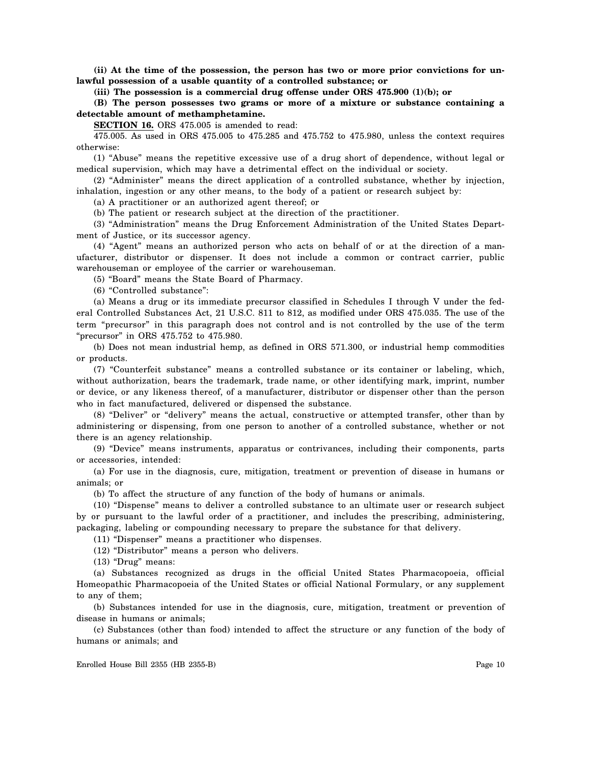**(ii) At the time of the possession, the person has two or more prior convictions for unlawful possession of a usable quantity of a controlled substance; or**

**(iii) The possession is a commercial drug offense under ORS 475.900 (1)(b); or**

**(B) The person possesses two grams or more of a mixture or substance containing a detectable amount of methamphetamine.**

**SECTION 16.** ORS 475.005 is amended to read:

475.005. As used in ORS 475.005 to 475.285 and 475.752 to 475.980, unless the context requires otherwise:

(1) "Abuse" means the repetitive excessive use of a drug short of dependence, without legal or medical supervision, which may have a detrimental effect on the individual or society.

(2) "Administer" means the direct application of a controlled substance, whether by injection, inhalation, ingestion or any other means, to the body of a patient or research subject by:

(a) A practitioner or an authorized agent thereof; or

(b) The patient or research subject at the direction of the practitioner.

(3) "Administration" means the Drug Enforcement Administration of the United States Department of Justice, or its successor agency.

(4) "Agent" means an authorized person who acts on behalf of or at the direction of a manufacturer, distributor or dispenser. It does not include a common or contract carrier, public warehouseman or employee of the carrier or warehouseman.

(5) "Board" means the State Board of Pharmacy.

(6) "Controlled substance":

(a) Means a drug or its immediate precursor classified in Schedules I through V under the federal Controlled Substances Act, 21 U.S.C. 811 to 812, as modified under ORS 475.035. The use of the term "precursor" in this paragraph does not control and is not controlled by the use of the term "precursor" in ORS 475.752 to 475.980.

(b) Does not mean industrial hemp, as defined in ORS 571.300, or industrial hemp commodities or products.

(7) "Counterfeit substance" means a controlled substance or its container or labeling, which, without authorization, bears the trademark, trade name, or other identifying mark, imprint, number or device, or any likeness thereof, of a manufacturer, distributor or dispenser other than the person who in fact manufactured, delivered or dispensed the substance.

(8) "Deliver" or "delivery" means the actual, constructive or attempted transfer, other than by administering or dispensing, from one person to another of a controlled substance, whether or not there is an agency relationship.

(9) "Device" means instruments, apparatus or contrivances, including their components, parts or accessories, intended:

(a) For use in the diagnosis, cure, mitigation, treatment or prevention of disease in humans or animals; or

(b) To affect the structure of any function of the body of humans or animals.

(10) "Dispense" means to deliver a controlled substance to an ultimate user or research subject by or pursuant to the lawful order of a practitioner, and includes the prescribing, administering, packaging, labeling or compounding necessary to prepare the substance for that delivery.

(11) "Dispenser" means a practitioner who dispenses.

(12) "Distributor" means a person who delivers.

(13) "Drug" means:

(a) Substances recognized as drugs in the official United States Pharmacopoeia, official Homeopathic Pharmacopoeia of the United States or official National Formulary, or any supplement to any of them;

(b) Substances intended for use in the diagnosis, cure, mitigation, treatment or prevention of disease in humans or animals;

(c) Substances (other than food) intended to affect the structure or any function of the body of humans or animals; and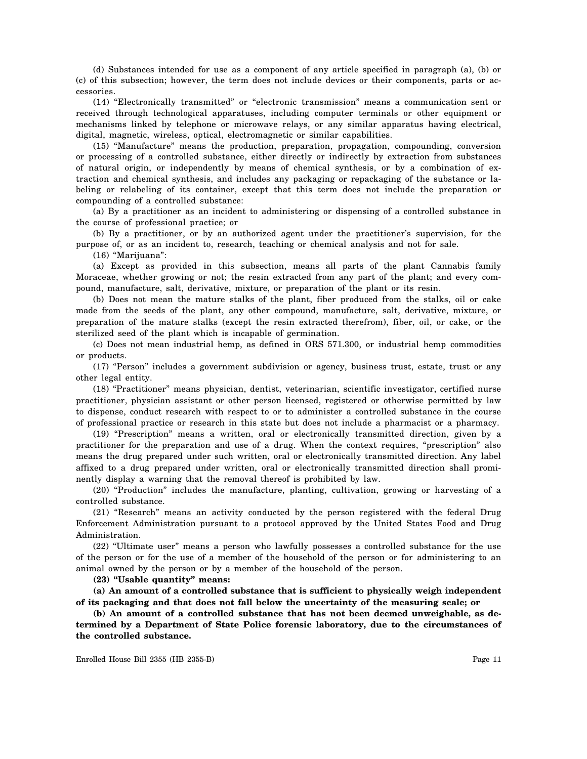(d) Substances intended for use as a component of any article specified in paragraph (a), (b) or (c) of this subsection; however, the term does not include devices or their components, parts or accessories.

(14) "Electronically transmitted" or "electronic transmission" means a communication sent or received through technological apparatuses, including computer terminals or other equipment or mechanisms linked by telephone or microwave relays, or any similar apparatus having electrical, digital, magnetic, wireless, optical, electromagnetic or similar capabilities.

(15) "Manufacture" means the production, preparation, propagation, compounding, conversion or processing of a controlled substance, either directly or indirectly by extraction from substances of natural origin, or independently by means of chemical synthesis, or by a combination of extraction and chemical synthesis, and includes any packaging or repackaging of the substance or labeling or relabeling of its container, except that this term does not include the preparation or compounding of a controlled substance:

(a) By a practitioner as an incident to administering or dispensing of a controlled substance in the course of professional practice; or

(b) By a practitioner, or by an authorized agent under the practitioner's supervision, for the purpose of, or as an incident to, research, teaching or chemical analysis and not for sale.

(16) "Marijuana":

(a) Except as provided in this subsection, means all parts of the plant Cannabis family Moraceae, whether growing or not; the resin extracted from any part of the plant; and every compound, manufacture, salt, derivative, mixture, or preparation of the plant or its resin.

(b) Does not mean the mature stalks of the plant, fiber produced from the stalks, oil or cake made from the seeds of the plant, any other compound, manufacture, salt, derivative, mixture, or preparation of the mature stalks (except the resin extracted therefrom), fiber, oil, or cake, or the sterilized seed of the plant which is incapable of germination.

(c) Does not mean industrial hemp, as defined in ORS 571.300, or industrial hemp commodities or products.

(17) "Person" includes a government subdivision or agency, business trust, estate, trust or any other legal entity.

(18) "Practitioner" means physician, dentist, veterinarian, scientific investigator, certified nurse practitioner, physician assistant or other person licensed, registered or otherwise permitted by law to dispense, conduct research with respect to or to administer a controlled substance in the course of professional practice or research in this state but does not include a pharmacist or a pharmacy.

(19) "Prescription" means a written, oral or electronically transmitted direction, given by a practitioner for the preparation and use of a drug. When the context requires, "prescription" also means the drug prepared under such written, oral or electronically transmitted direction. Any label affixed to a drug prepared under written, oral or electronically transmitted direction shall prominently display a warning that the removal thereof is prohibited by law.

(20) "Production" includes the manufacture, planting, cultivation, growing or harvesting of a controlled substance.

(21) "Research" means an activity conducted by the person registered with the federal Drug Enforcement Administration pursuant to a protocol approved by the United States Food and Drug Administration.

(22) "Ultimate user" means a person who lawfully possesses a controlled substance for the use of the person or for the use of a member of the household of the person or for administering to an animal owned by the person or by a member of the household of the person.

**(23) "Usable quantity" means:**

**(a) An amount of a controlled substance that is sufficient to physically weigh independent of its packaging and that does not fall below the uncertainty of the measuring scale; or**

**(b) An amount of a controlled substance that has not been deemed unweighable, as determined by a Department of State Police forensic laboratory, due to the circumstances of the controlled substance.**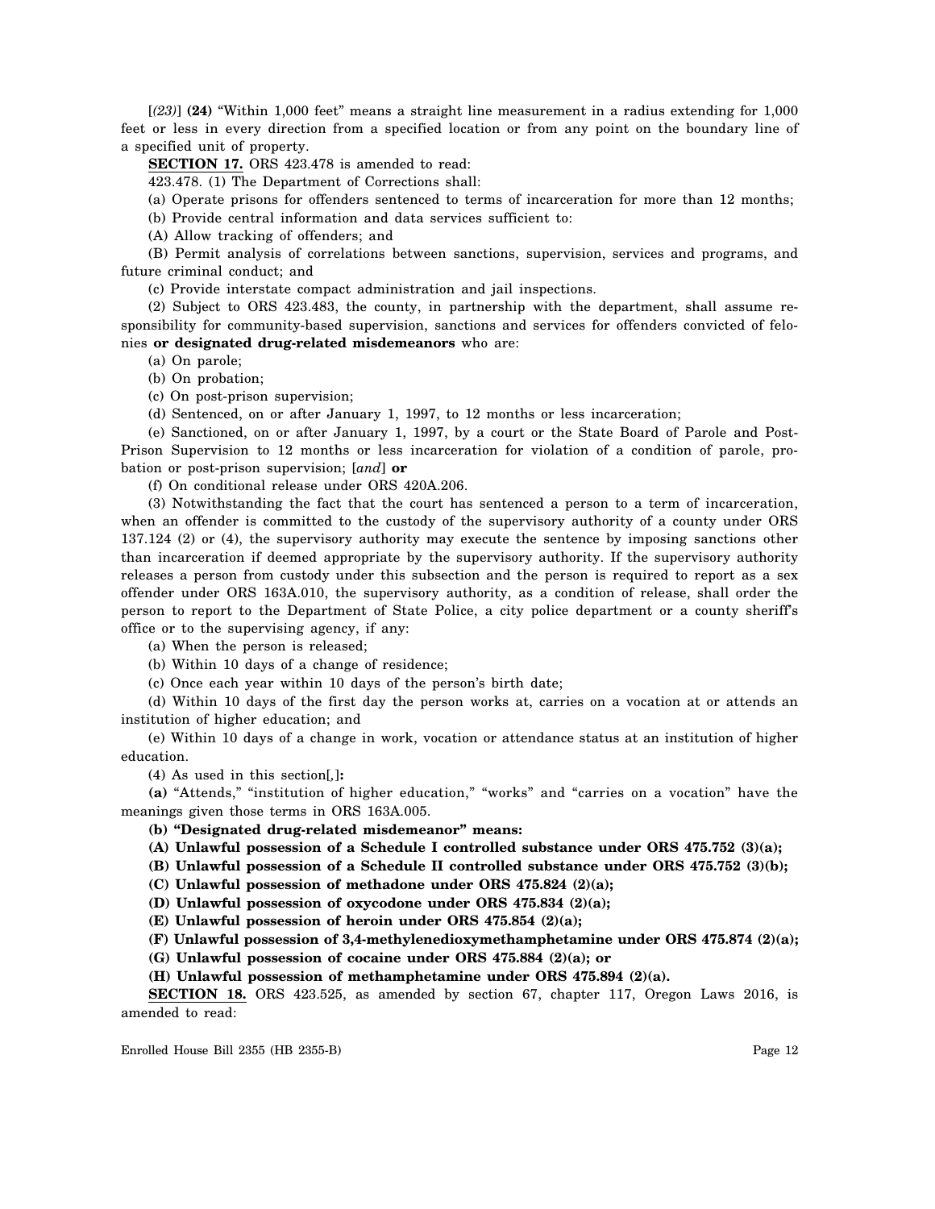[*(23)*] **(24)** "Within 1,000 feet" means a straight line measurement in a radius extending for 1,000 feet or less in every direction from a specified location or from any point on the boundary line of a specified unit of property.

**SECTION 17.** ORS 423.478 is amended to read:

423.478. (1) The Department of Corrections shall:

(a) Operate prisons for offenders sentenced to terms of incarceration for more than 12 months;

(b) Provide central information and data services sufficient to:

(A) Allow tracking of offenders; and

(B) Permit analysis of correlations between sanctions, supervision, services and programs, and future criminal conduct; and

(c) Provide interstate compact administration and jail inspections.

(2) Subject to ORS 423.483, the county, in partnership with the department, shall assume responsibility for community-based supervision, sanctions and services for offenders convicted of felonies **or designated drug-related misdemeanors** who are:

(a) On parole;

(b) On probation;

(c) On post-prison supervision;

(d) Sentenced, on or after January 1, 1997, to 12 months or less incarceration;

(e) Sanctioned, on or after January 1, 1997, by a court or the State Board of Parole and Post-Prison Supervision to 12 months or less incarceration for violation of a condition of parole, probation or post-prison supervision; [*and*] **or**

(f) On conditional release under ORS 420A.206.

(3) Notwithstanding the fact that the court has sentenced a person to a term of incarceration, when an offender is committed to the custody of the supervisory authority of a county under ORS 137.124 (2) or (4), the supervisory authority may execute the sentence by imposing sanctions other than incarceration if deemed appropriate by the supervisory authority. If the supervisory authority releases a person from custody under this subsection and the person is required to report as a sex offender under ORS 163A.010, the supervisory authority, as a condition of release, shall order the person to report to the Department of State Police, a city police department or a county sheriff's office or to the supervising agency, if any:

(a) When the person is released;

(b) Within 10 days of a change of residence;

(c) Once each year within 10 days of the person's birth date;

(d) Within 10 days of the first day the person works at, carries on a vocation at or attends an institution of higher education; and

(e) Within 10 days of a change in work, vocation or attendance status at an institution of higher education.

(4) As used in this section[*,*]**:**

**(a)** "Attends," "institution of higher education," "works" and "carries on a vocation" have the meanings given those terms in ORS 163A.005.

**(b) "Designated drug-related misdemeanor" means:**

**(A) Unlawful possession of a Schedule I controlled substance under ORS 475.752 (3)(a);**

**(B) Unlawful possession of a Schedule II controlled substance under ORS 475.752 (3)(b);**

**(C) Unlawful possession of methadone under ORS 475.824 (2)(a);**

**(D) Unlawful possession of oxycodone under ORS 475.834 (2)(a);**

**(E) Unlawful possession of heroin under ORS 475.854 (2)(a);**

**(F) Unlawful possession of 3,4-methylenedioxymethamphetamine under ORS 475.874 (2)(a);**

**(G) Unlawful possession of cocaine under ORS 475.884 (2)(a); or**

**(H) Unlawful possession of methamphetamine under ORS 475.894 (2)(a).**

**SECTION 18.** ORS 423.525, as amended by section 67, chapter 117, Oregon Laws 2016, is amended to read: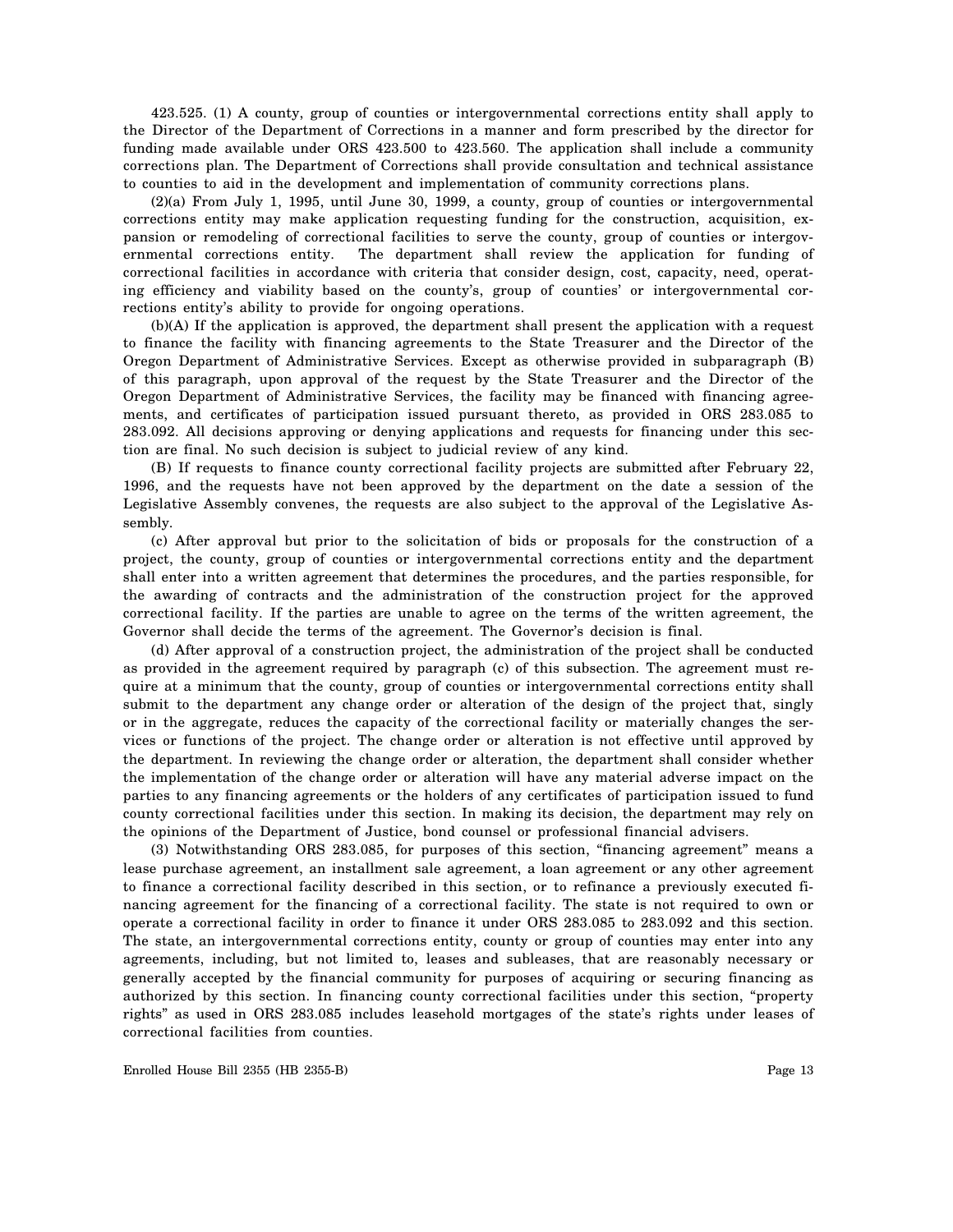423.525. (1) A county, group of counties or intergovernmental corrections entity shall apply to the Director of the Department of Corrections in a manner and form prescribed by the director for funding made available under ORS 423.500 to 423.560. The application shall include a community corrections plan. The Department of Corrections shall provide consultation and technical assistance to counties to aid in the development and implementation of community corrections plans.

(2)(a) From July 1, 1995, until June 30, 1999, a county, group of counties or intergovernmental corrections entity may make application requesting funding for the construction, acquisition, expansion or remodeling of correctional facilities to serve the county, group of counties or intergovernmental corrections entity. The department shall review the application for funding of correctional facilities in accordance with criteria that consider design, cost, capacity, need, operating efficiency and viability based on the county's, group of counties' or intergovernmental corrections entity's ability to provide for ongoing operations.

(b)(A) If the application is approved, the department shall present the application with a request to finance the facility with financing agreements to the State Treasurer and the Director of the Oregon Department of Administrative Services. Except as otherwise provided in subparagraph (B) of this paragraph, upon approval of the request by the State Treasurer and the Director of the Oregon Department of Administrative Services, the facility may be financed with financing agreements, and certificates of participation issued pursuant thereto, as provided in ORS 283.085 to 283.092. All decisions approving or denying applications and requests for financing under this section are final. No such decision is subject to judicial review of any kind.

(B) If requests to finance county correctional facility projects are submitted after February 22, 1996, and the requests have not been approved by the department on the date a session of the Legislative Assembly convenes, the requests are also subject to the approval of the Legislative Assembly.

(c) After approval but prior to the solicitation of bids or proposals for the construction of a project, the county, group of counties or intergovernmental corrections entity and the department shall enter into a written agreement that determines the procedures, and the parties responsible, for the awarding of contracts and the administration of the construction project for the approved correctional facility. If the parties are unable to agree on the terms of the written agreement, the Governor shall decide the terms of the agreement. The Governor's decision is final.

(d) After approval of a construction project, the administration of the project shall be conducted as provided in the agreement required by paragraph (c) of this subsection. The agreement must require at a minimum that the county, group of counties or intergovernmental corrections entity shall submit to the department any change order or alteration of the design of the project that, singly or in the aggregate, reduces the capacity of the correctional facility or materially changes the services or functions of the project. The change order or alteration is not effective until approved by the department. In reviewing the change order or alteration, the department shall consider whether the implementation of the change order or alteration will have any material adverse impact on the parties to any financing agreements or the holders of any certificates of participation issued to fund county correctional facilities under this section. In making its decision, the department may rely on the opinions of the Department of Justice, bond counsel or professional financial advisers.

(3) Notwithstanding ORS 283.085, for purposes of this section, "financing agreement" means a lease purchase agreement, an installment sale agreement, a loan agreement or any other agreement to finance a correctional facility described in this section, or to refinance a previously executed financing agreement for the financing of a correctional facility. The state is not required to own or operate a correctional facility in order to finance it under ORS 283.085 to 283.092 and this section. The state, an intergovernmental corrections entity, county or group of counties may enter into any agreements, including, but not limited to, leases and subleases, that are reasonably necessary or generally accepted by the financial community for purposes of acquiring or securing financing as authorized by this section. In financing county correctional facilities under this section, "property rights" as used in ORS 283.085 includes leasehold mortgages of the state's rights under leases of correctional facilities from counties.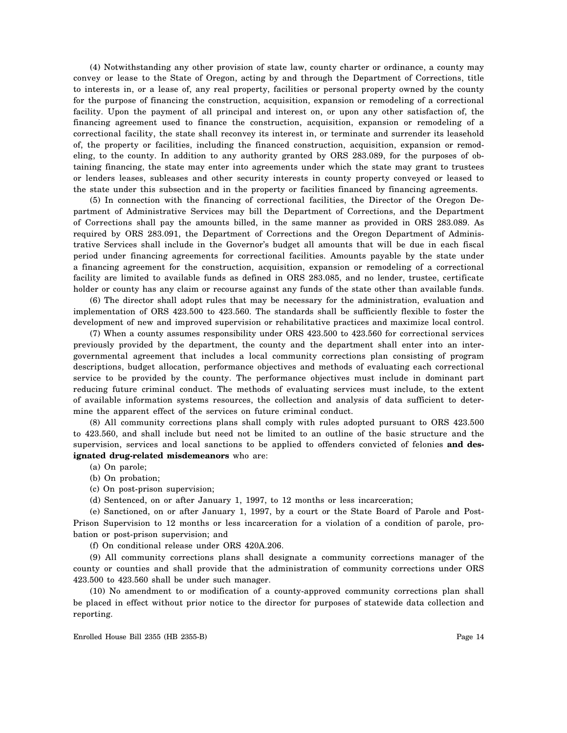(4) Notwithstanding any other provision of state law, county charter or ordinance, a county may convey or lease to the State of Oregon, acting by and through the Department of Corrections, title to interests in, or a lease of, any real property, facilities or personal property owned by the county for the purpose of financing the construction, acquisition, expansion or remodeling of a correctional facility. Upon the payment of all principal and interest on, or upon any other satisfaction of, the financing agreement used to finance the construction, acquisition, expansion or remodeling of a correctional facility, the state shall reconvey its interest in, or terminate and surrender its leasehold of, the property or facilities, including the financed construction, acquisition, expansion or remodeling, to the county. In addition to any authority granted by ORS 283.089, for the purposes of obtaining financing, the state may enter into agreements under which the state may grant to trustees or lenders leases, subleases and other security interests in county property conveyed or leased to the state under this subsection and in the property or facilities financed by financing agreements.

(5) In connection with the financing of correctional facilities, the Director of the Oregon Department of Administrative Services may bill the Department of Corrections, and the Department of Corrections shall pay the amounts billed, in the same manner as provided in ORS 283.089. As required by ORS 283.091, the Department of Corrections and the Oregon Department of Administrative Services shall include in the Governor's budget all amounts that will be due in each fiscal period under financing agreements for correctional facilities. Amounts payable by the state under a financing agreement for the construction, acquisition, expansion or remodeling of a correctional facility are limited to available funds as defined in ORS 283.085, and no lender, trustee, certificate holder or county has any claim or recourse against any funds of the state other than available funds.

(6) The director shall adopt rules that may be necessary for the administration, evaluation and implementation of ORS 423.500 to 423.560. The standards shall be sufficiently flexible to foster the development of new and improved supervision or rehabilitative practices and maximize local control.

(7) When a county assumes responsibility under ORS 423.500 to 423.560 for correctional services previously provided by the department, the county and the department shall enter into an intergovernmental agreement that includes a local community corrections plan consisting of program descriptions, budget allocation, performance objectives and methods of evaluating each correctional service to be provided by the county. The performance objectives must include in dominant part reducing future criminal conduct. The methods of evaluating services must include, to the extent of available information systems resources, the collection and analysis of data sufficient to determine the apparent effect of the services on future criminal conduct.

(8) All community corrections plans shall comply with rules adopted pursuant to ORS 423.500 to 423.560, and shall include but need not be limited to an outline of the basic structure and the supervision, services and local sanctions to be applied to offenders convicted of felonies **and designated drug-related misdemeanors** who are:

(a) On parole;

(b) On probation;

(c) On post-prison supervision;

(d) Sentenced, on or after January 1, 1997, to 12 months or less incarceration;

(e) Sanctioned, on or after January 1, 1997, by a court or the State Board of Parole and Post-Prison Supervision to 12 months or less incarceration for a violation of a condition of parole, probation or post-prison supervision; and

(f) On conditional release under ORS 420A.206.

(9) All community corrections plans shall designate a community corrections manager of the county or counties and shall provide that the administration of community corrections under ORS 423.500 to 423.560 shall be under such manager.

(10) No amendment to or modification of a county-approved community corrections plan shall be placed in effect without prior notice to the director for purposes of statewide data collection and reporting.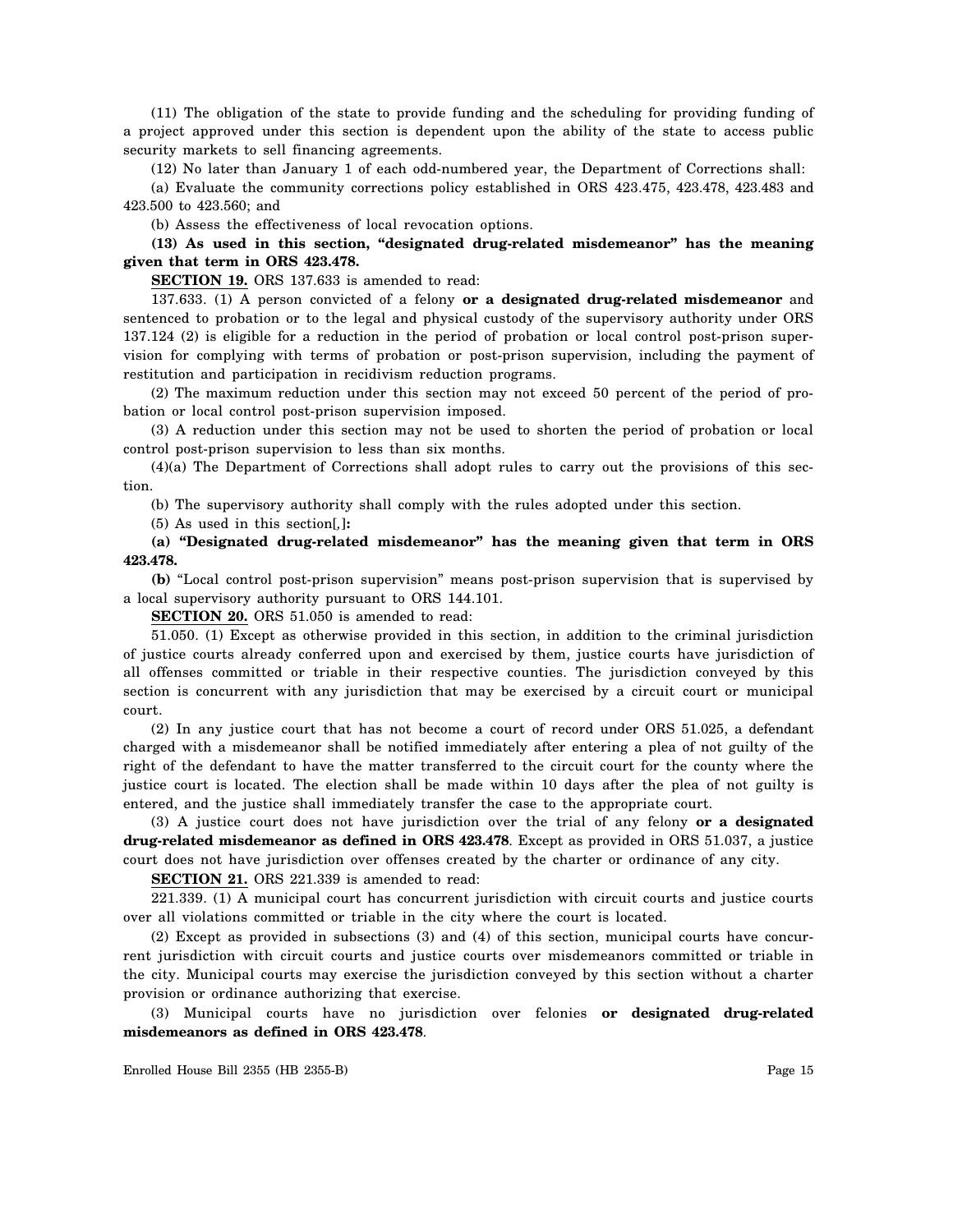(11) The obligation of the state to provide funding and the scheduling for providing funding of a project approved under this section is dependent upon the ability of the state to access public security markets to sell financing agreements.

(12) No later than January 1 of each odd-numbered year, the Department of Corrections shall:

(a) Evaluate the community corrections policy established in ORS 423.475, 423.478, 423.483 and 423.500 to 423.560; and

(b) Assess the effectiveness of local revocation options.

**(13) As used in this section, "designated drug-related misdemeanor" has the meaning given that term in ORS 423.478.**

**SECTION 19.** ORS 137.633 is amended to read:

137.633. (1) A person convicted of a felony **or a designated drug-related misdemeanor** and sentenced to probation or to the legal and physical custody of the supervisory authority under ORS 137.124 (2) is eligible for a reduction in the period of probation or local control post-prison supervision for complying with terms of probation or post-prison supervision, including the payment of restitution and participation in recidivism reduction programs.

(2) The maximum reduction under this section may not exceed 50 percent of the period of probation or local control post-prison supervision imposed.

(3) A reduction under this section may not be used to shorten the period of probation or local control post-prison supervision to less than six months.

(4)(a) The Department of Corrections shall adopt rules to carry out the provisions of this section.

(b) The supervisory authority shall comply with the rules adopted under this section.

(5) As used in this section[,]**:**

**(a) "Designated drug-related misdemeanor" has the meaning given that term in ORS 423.478.**

**(b)** "Local control post-prison supervision" means post-prison supervision that is supervised by a local supervisory authority pursuant to ORS 144.101.

**SECTION 20.** ORS 51.050 is amended to read:

51.050. (1) Except as otherwise provided in this section, in addition to the criminal jurisdiction of justice courts already conferred upon and exercised by them, justice courts have jurisdiction of all offenses committed or triable in their respective counties. The jurisdiction conveyed by this section is concurrent with any jurisdiction that may be exercised by a circuit court or municipal court.

(2) In any justice court that has not become a court of record under ORS 51.025, a defendant charged with a misdemeanor shall be notified immediately after entering a plea of not guilty of the right of the defendant to have the matter transferred to the circuit court for the county where the justice court is located. The election shall be made within 10 days after the plea of not guilty is entered, and the justice shall immediately transfer the case to the appropriate court.

(3) A justice court does not have jurisdiction over the trial of any felony **or a designated drug-related misdemeanor as defined in ORS 423.478**. Except as provided in ORS 51.037, a justice court does not have jurisdiction over offenses created by the charter or ordinance of any city.

**SECTION 21.** ORS 221.339 is amended to read:

221.339. (1) A municipal court has concurrent jurisdiction with circuit courts and justice courts over all violations committed or triable in the city where the court is located.

(2) Except as provided in subsections (3) and (4) of this section, municipal courts have concurrent jurisdiction with circuit courts and justice courts over misdemeanors committed or triable in the city. Municipal courts may exercise the jurisdiction conveyed by this section without a charter provision or ordinance authorizing that exercise.

(3) Municipal courts have no jurisdiction over felonies **or designated drug-related misdemeanors as defined in ORS 423.478**.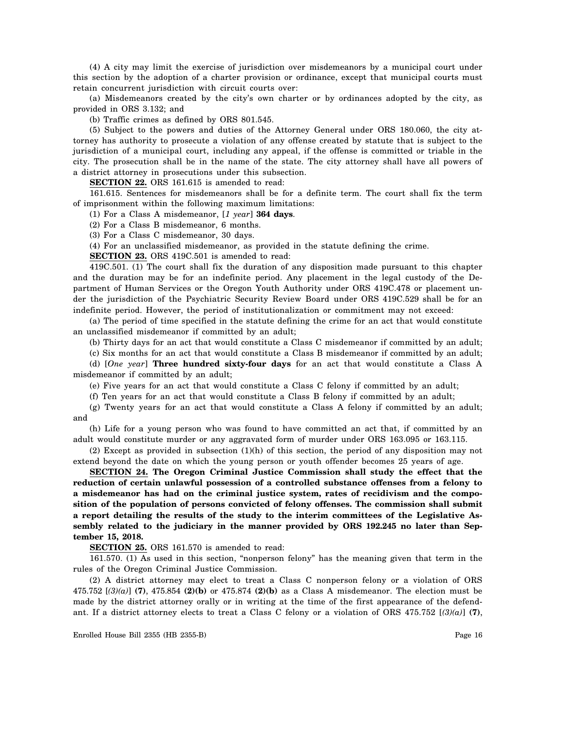(4) A city may limit the exercise of jurisdiction over misdemeanors by a municipal court under this section by the adoption of a charter provision or ordinance, except that municipal courts must retain concurrent jurisdiction with circuit courts over:

(a) Misdemeanors created by the city's own charter or by ordinances adopted by the city, as provided in ORS 3.132; and

(b) Traffic crimes as defined by ORS 801.545.

(5) Subject to the powers and duties of the Attorney General under ORS 180.060, the city attorney has authority to prosecute a violation of any offense created by statute that is subject to the jurisdiction of a municipal court, including any appeal, if the offense is committed or triable in the city. The prosecution shall be in the name of the state. The city attorney shall have all powers of a district attorney in prosecutions under this subsection.

**SECTION 22.** ORS 161.615 is amended to read:

161.615. Sentences for misdemeanors shall be for a definite term. The court shall fix the term of imprisonment within the following maximum limitations:

(1) For a Class A misdemeanor, [*1 year*] **364 days**.

(2) For a Class B misdemeanor, 6 months.

(3) For a Class C misdemeanor, 30 days.

(4) For an unclassified misdemeanor, as provided in the statute defining the crime.

**SECTION 23.** ORS 419C.501 is amended to read:

419C.501. (1) The court shall fix the duration of any disposition made pursuant to this chapter and the duration may be for an indefinite period. Any placement in the legal custody of the Department of Human Services or the Oregon Youth Authority under ORS 419C.478 or placement under the jurisdiction of the Psychiatric Security Review Board under ORS 419C.529 shall be for an indefinite period. However, the period of institutionalization or commitment may not exceed:

(a) The period of time specified in the statute defining the crime for an act that would constitute an unclassified misdemeanor if committed by an adult;

(b) Thirty days for an act that would constitute a Class C misdemeanor if committed by an adult;

(c) Six months for an act that would constitute a Class B misdemeanor if committed by an adult;

(d) [*One year*] **Three hundred sixty-four days** for an act that would constitute a Class A misdemeanor if committed by an adult;

(e) Five years for an act that would constitute a Class C felony if committed by an adult;

(f) Ten years for an act that would constitute a Class B felony if committed by an adult;

(g) Twenty years for an act that would constitute a Class A felony if committed by an adult; and

(h) Life for a young person who was found to have committed an act that, if committed by an adult would constitute murder or any aggravated form of murder under ORS 163.095 or 163.115.

(2) Except as provided in subsection (1)(h) of this section, the period of any disposition may not extend beyond the date on which the young person or youth offender becomes 25 years of age.

**SECTION 24. The Oregon Criminal Justice Commission shall study the effect that the reduction of certain unlawful possession of a controlled substance offenses from a felony to a misdemeanor has had on the criminal justice system, rates of recidivism and the composition of the population of persons convicted of felony offenses. The commission shall submit a report detailing the results of the study to the interim committees of the Legislative Assembly related to the judiciary in the manner provided by ORS 192.245 no later than September 15, 2018.**

**SECTION 25.** ORS 161.570 is amended to read:

161.570. (1) As used in this section, "nonperson felony" has the meaning given that term in the rules of the Oregon Criminal Justice Commission.

(2) A district attorney may elect to treat a Class C nonperson felony or a violation of ORS 475.752 [*(3)(a)*] **(7)**, 475.854 **(2)(b)** or 475.874 **(2)(b)** as a Class A misdemeanor. The election must be made by the district attorney orally or in writing at the time of the first appearance of the defendant. If a district attorney elects to treat a Class C felony or a violation of ORS 475.752 [*(3)(a)*] **(7)**,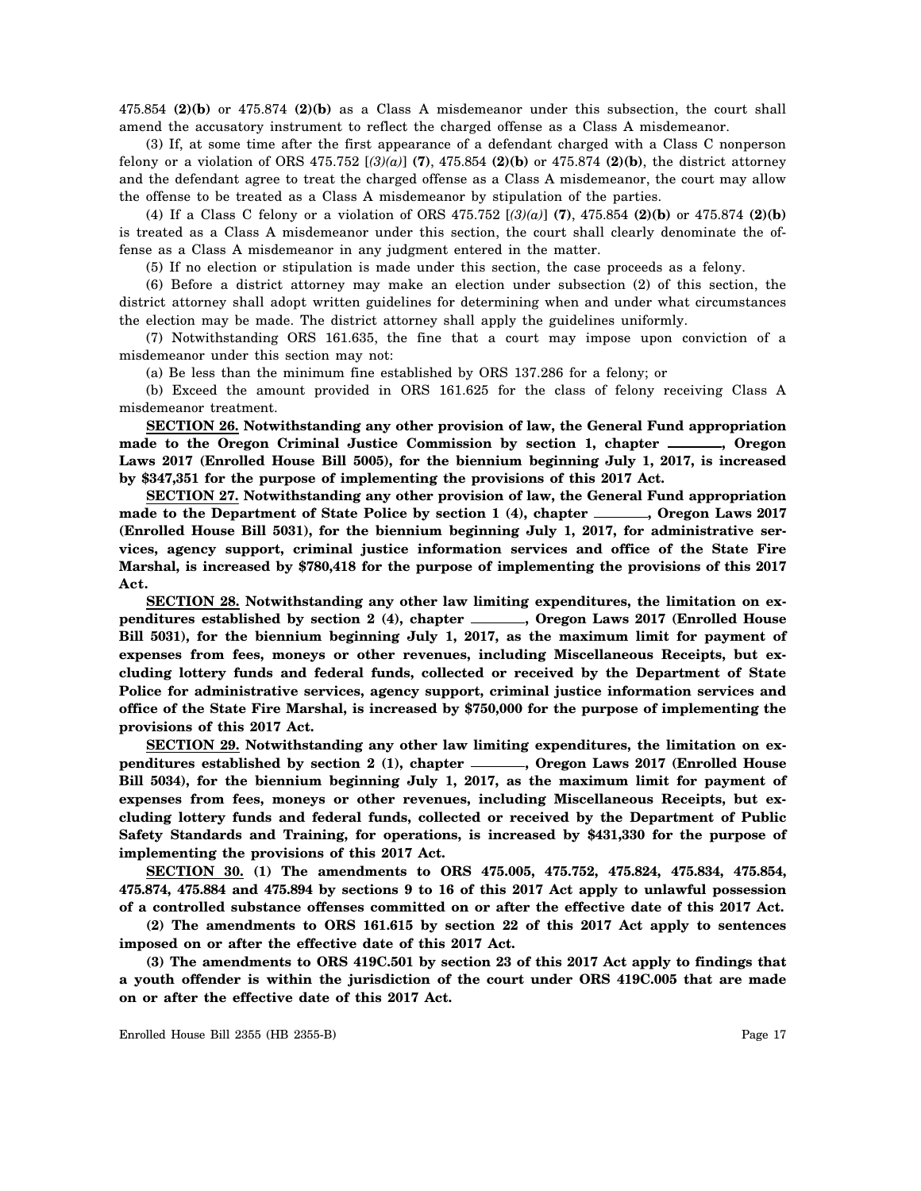475.854 **(2)(b)** or 475.874 **(2)(b)** as a Class A misdemeanor under this subsection, the court shall amend the accusatory instrument to reflect the charged offense as a Class A misdemeanor.

(3) If, at some time after the first appearance of a defendant charged with a Class C nonperson felony or a violation of ORS 475.752 [*(3)(a)*] **(7)**, 475.854 **(2)(b)** or 475.874 **(2)(b)**, the district attorney and the defendant agree to treat the charged offense as a Class A misdemeanor, the court may allow the offense to be treated as a Class A misdemeanor by stipulation of the parties.

(4) If a Class C felony or a violation of ORS 475.752 [*(3)(a)*] **(7)**, 475.854 **(2)(b)** or 475.874 **(2)(b)** is treated as a Class A misdemeanor under this section, the court shall clearly denominate the offense as a Class A misdemeanor in any judgment entered in the matter.

(5) If no election or stipulation is made under this section, the case proceeds as a felony.

(6) Before a district attorney may make an election under subsection (2) of this section, the district attorney shall adopt written guidelines for determining when and under what circumstances the election may be made. The district attorney shall apply the guidelines uniformly.

(7) Notwithstanding ORS 161.635, the fine that a court may impose upon conviction of a misdemeanor under this section may not:

(a) Be less than the minimum fine established by ORS 137.286 for a felony; or

(b) Exceed the amount provided in ORS 161.625 for the class of felony receiving Class A misdemeanor treatment.

**SECTION 26. Notwithstanding any other provision of law, the General Fund appropriation made to the Oregon Criminal Justice Commission by section 1, chapter \_\_\_\_\_\_\_, Oregon Laws 2017 (Enrolled House Bill 5005), for the biennium beginning July 1, 2017, is increased by $347,351 for the purpose of implementing the provisions of this 2017 Act.**

**SECTION 27. Notwithstanding any other provision of law, the General Fund appropriation made to the Department of State Police by section 1 (4), chapter \_\_\_\_\_\_\_, Oregon Laws 2017 (Enrolled House Bill 5031), for the biennium beginning July 1, 2017, for administrative services, agency support, criminal justice information services and office of the State Fire Marshal, is increased by $780,418 for the purpose of implementing the provisions of this 2017 Act.**

**SECTION 28. Notwithstanding any other law limiting expenditures, the limitation on expenditures established by section 2 (4), chapter \_\_\_\_\_\_\_, Oregon Laws 2017 (Enrolled House Bill 5031), for the biennium beginning July 1, 2017, as the maximum limit for payment of expenses from fees, moneys or other revenues, including Miscellaneous Receipts, but excluding lottery funds and federal funds, collected or received by the Department of State Police for administrative services, agency support, criminal justice information services and office of the State Fire Marshal, is increased by $750,000 for the purpose of implementing the provisions of this 2017 Act.**

**SECTION 29. Notwithstanding any other law limiting expenditures, the limitation on expenditures established by section 2 (1), chapter \_\_\_\_\_\_\_, Oregon Laws 2017 (Enrolled House Bill 5034), for the biennium beginning July 1, 2017, as the maximum limit for payment of expenses from fees, moneys or other revenues, including Miscellaneous Receipts, but excluding lottery funds and federal funds, collected or received by the Department of Public Safety Standards and Training, for operations, is increased by $431,330 for the purpose of implementing the provisions of this 2017 Act.**

**SECTION 30. (1) The amendments to ORS 475.005, 475.752, 475.824, 475.834, 475.854, 475.874, 475.884 and 475.894 by sections 9 to 16 of this 2017 Act apply to unlawful possession of a controlled substance offenses committed on or after the effective date of this 2017 Act.**

**(2) The amendments to ORS 161.615 by section 22 of this 2017 Act apply to sentences imposed on or after the effective date of this 2017 Act.**

**(3) The amendments to ORS 419C.501 by section 23 of this 2017 Act apply to findings that a youth offender is within the jurisdiction of the court under ORS 419C.005 that are made on or after the effective date of this 2017 Act.**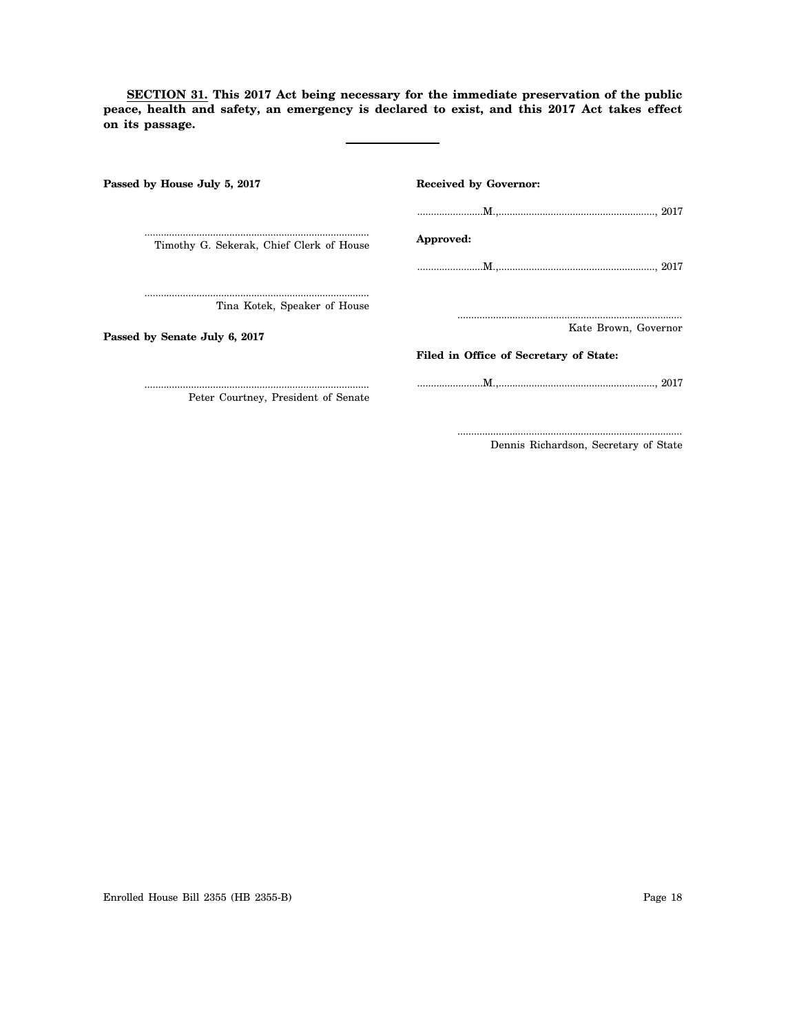**<u>SECTION 31.</u> This 2017 Act being necessary for the immediate preservation of the public peace, health and safety, an emergency is declared to exist, and this 2017 Act takes effect on its passage.**

---

**Passed by House July 5, 2017**

..................................................................................
Timothy G. Sekerak, Chief Clerk of House

..................................................................................
Tina Kotek, Speaker of House

**Passed by Senate July 6, 2017**

..................................................................................
Peter Courtney, President of Senate

**Received by Governor:**

........................M.,.........................................................., 2017

**Approved:**

........................M.,.........................................................., 2017

..................................................................................
Kate Brown, Governor

**Filed in Office of Secretary of State:**

........................M.,.........................................................., 2017

..................................................................................
Dennis Richardson, Secretary of State